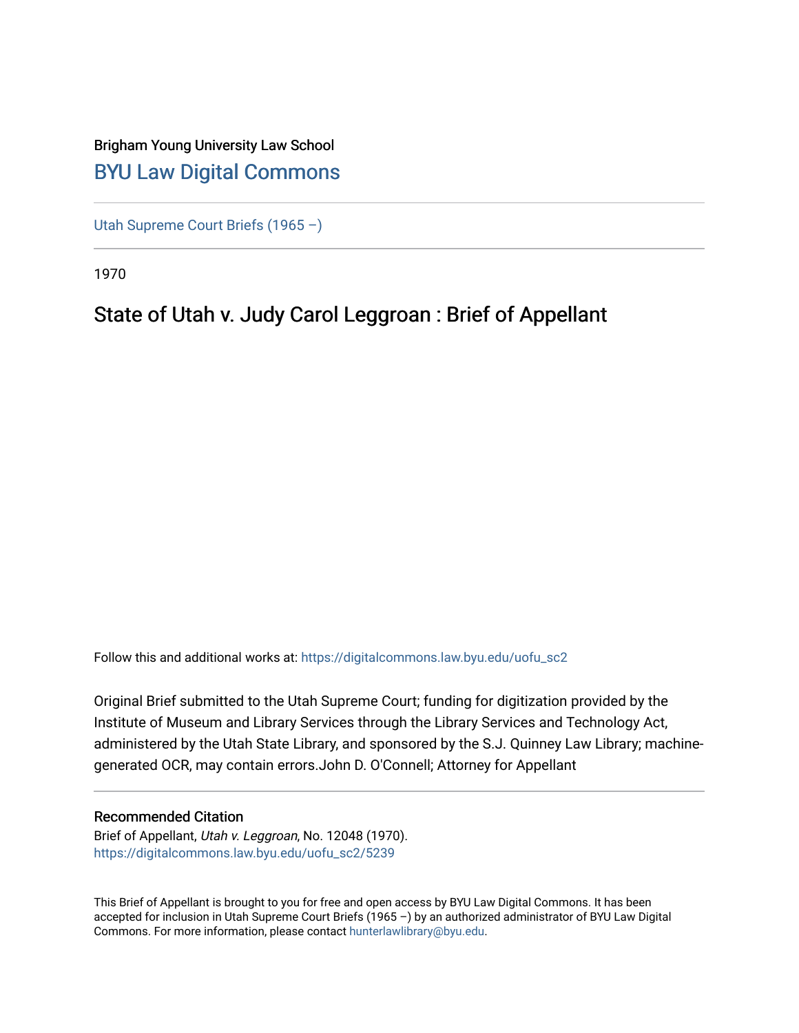Brigham Young University Law School

# BYU Law Digital Commons

Utah Supreme Court Briefs (1965 –)

1970

## State of Utah v. Judy Carol Leggroan : Brief of Appellant

Follow this and additional works at: https://digitalcommons.law.byu.edu/uofu_sc2

Original Brief submitted to the Utah Supreme Court; funding for digitization provided by the Institute of Museum and Library Services through the Library Services and Technology Act, administered by the Utah State Library, and sponsored by the S.J. Quinney Law Library; machine-generated OCR, may contain errors.John D. O'Connell; Attorney for Appellant

### Recommended Citation

Brief of Appellant, *Utah v. Leggroan*, No. 12048 (1970).
https://digitalcommons.law.byu.edu/uofu_sc2/5239

This Brief of Appellant is brought to you for free and open access by BYU Law Digital Commons. It has been accepted for inclusion in Utah Supreme Court Briefs (1965 –) by an authorized administrator of BYU Law Digital Commons. For more information, please contact hunterlawlibrary@byu.edu.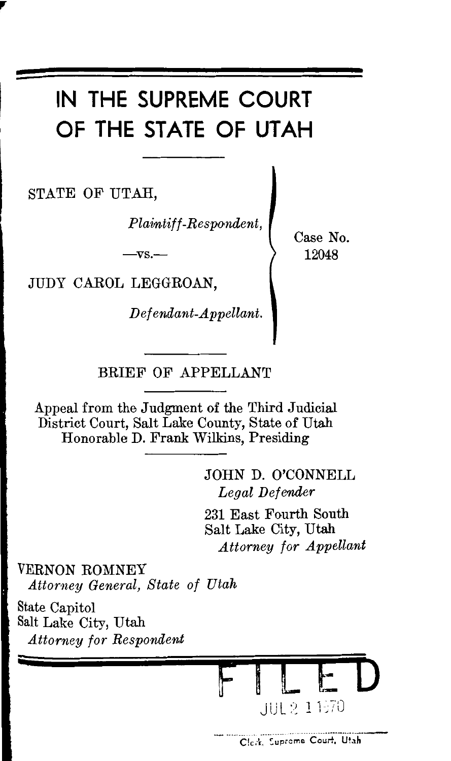# IN THE SUPREME COURT OF THE STATE OF UTAH

STATE OF UTAH,

*Plaintiff-Respondent,*

—vs.—

JUDY CAROL LEGGROAN,

*Defendant-Appellant.*

Case No. 12048

BRIEF OF APPELLANT

Appeal from the Judgment of the Third Judicial District Court, Salt Lake County, State of Utah
Honorable D. Frank Wilkins, Presiding

JOHN D. O'CONNELL
*Legal Defender*

231 East Fourth South
Salt Lake City, Utah
*Attorney for Appellant*

VERNON ROMNEY
*Attorney General, State of Utah*

State Capitol
Salt Lake City, Utah
*Attorney for Respondent*

FILED
JUL 21 1970

Clerk, Supreme Court, Utah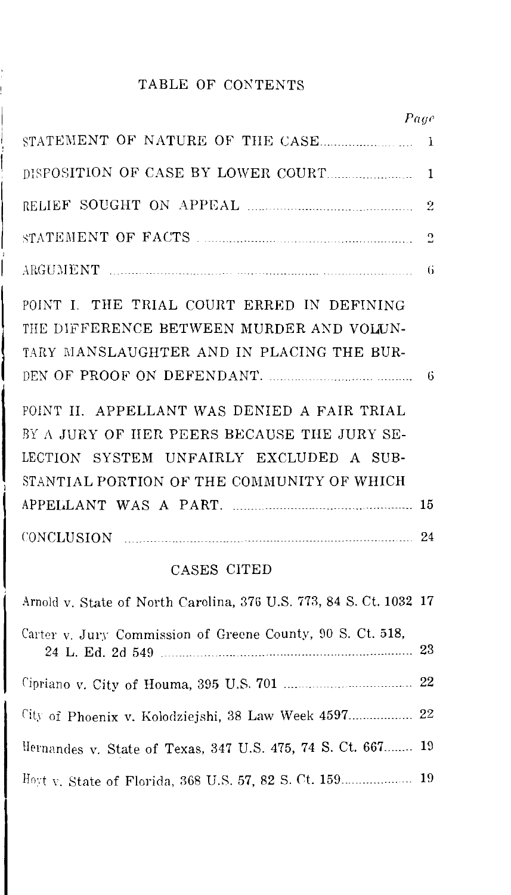# TABLE OF CONTENTS

| | Page |
|---|---|
| STATEMENT OF NATURE OF THE CASE | 1 |
| DISPOSITION OF CASE BY LOWER COURT | 1 |
| RELIEF SOUGHT ON APPEAL | 2 |
| STATEMENT OF FACTS | 2 |
| ARGUMENT | 6 |
| POINT I. THE TRIAL COURT ERRED IN DEFINING THE DIFFERENCE BETWEEN MURDER AND VOLUNTARY MANSLAUGHTER AND IN PLACING THE BURDEN OF PROOF ON DEFENDANT. | 6 |
| POINT II. APPELLANT WAS DENIED A FAIR TRIAL BY A JURY OF HER PEERS BECAUSE THE JURY SELECTION SYSTEM UNFAIRLY EXCLUDED A SUBSTANTIAL PORTION OF THE COMMUNITY OF WHICH APPELLANT WAS A PART. | 15 |
| CONCLUSION | 24 |

## CASES CITED

| | |
|---|---|
| Arnold v. State of North Carolina, 376 U.S. 773, 84 S. Ct. 1032 | 17 |
| Carter v. Jury Commission of Greene County, 90 S. Ct. 518, 24 L. Ed. 2d 549 | 23 |
| Cipriano v. City of Houma, 395 U.S. 701 | 22 |
| City of Phoenix v. Kolodziejshi, 38 Law Week 4597 | 22 |
| Hernandes v. State of Texas, 347 U.S. 475, 74 S. Ct. 667 | 19 |
| Hoyt v. State of Florida, 368 U.S. 57, 82 S. Ct. 159 | 19 |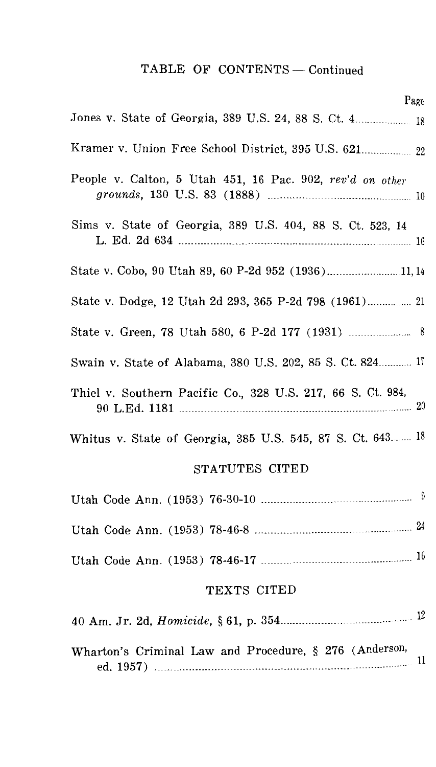## TABLE OF CONTENTS — Continued

| | Page |
|---|---|
| Jones v. State of Georgia, 389 U.S. 24, 88 S. Ct. 4 | 18 |
| Kramer v. Union Free School District, 395 U.S. 621 | 22 |
| People v. Calton, 5 Utah 451, 16 Pac. 902, *rev'd on other grounds*, 130 U.S. 83 (1888) | 10 |
| Sims v. State of Georgia, 389 U.S. 404, 88 S. Ct. 523, 14 L. Ed. 2d 634 | 16 |
| State v. Cobo, 90 Utah 89, 60 P-2d 952 (1936) | 11, 14 |
| State v. Dodge, 12 Utah 2d 293, 365 P-2d 798 (1961) | 21 |
| State v. Green, 78 Utah 580, 6 P-2d 177 (1931) | 8 |
| Swain v. State of Alabama, 380 U.S. 202, 85 S. Ct. 824 | 17 |
| Thiel v. Southern Pacific Co., 328 U.S. 217, 66 S. Ct. 984, 90 L.Ed. 1181 | 20 |
| Whitus v. State of Georgia, 385 U.S. 545, 87 S. Ct. 643 | 18 |

### STATUTES CITED

| | |
|---|---|
| Utah Code Ann. (1953) 76-30-10 | 9 |
| Utah Code Ann. (1953) 78-46-8 | 24 |
| Utah Code Ann. (1953) 78-46-17 | 16 |

### TEXTS CITED

| | |
|---|---|
| 40 Am. Jr. 2d, *Homicide*, § 61, p. 354 | 12 |
| Wharton's Criminal Law and Procedure, § 276 (Anderson, ed. 1957) | 11 |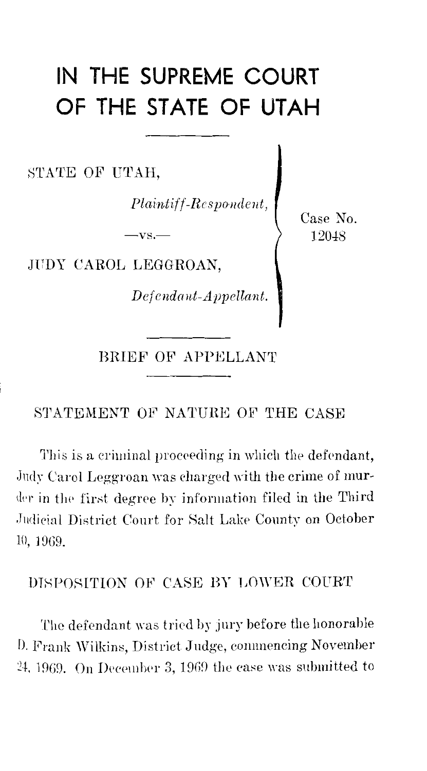# IN THE SUPREME COURT OF THE STATE OF UTAH

STATE OF UTAH,

*Plaintiff-Respondent,*

—vs.—

JUDY CAROL LEGGROAN,

*Defendant-Appellant.*

Case No. 12048

## BRIEF OF APPELLANT

### STATEMENT OF NATURE OF THE CASE

This is a criminal proceeding in which the defendant, Judy Carol Leggroan was charged with the crime of murder in the first degree by information filed in the Third Judicial District Court for Salt Lake County on October 10, 1969.

### DISPOSITION OF CASE BY LOWER COURT

The defendant was tried by jury before the honorable D. Frank Wilkins, District Judge, commencing November 24, 1969. On December 3, 1969 the case was submitted to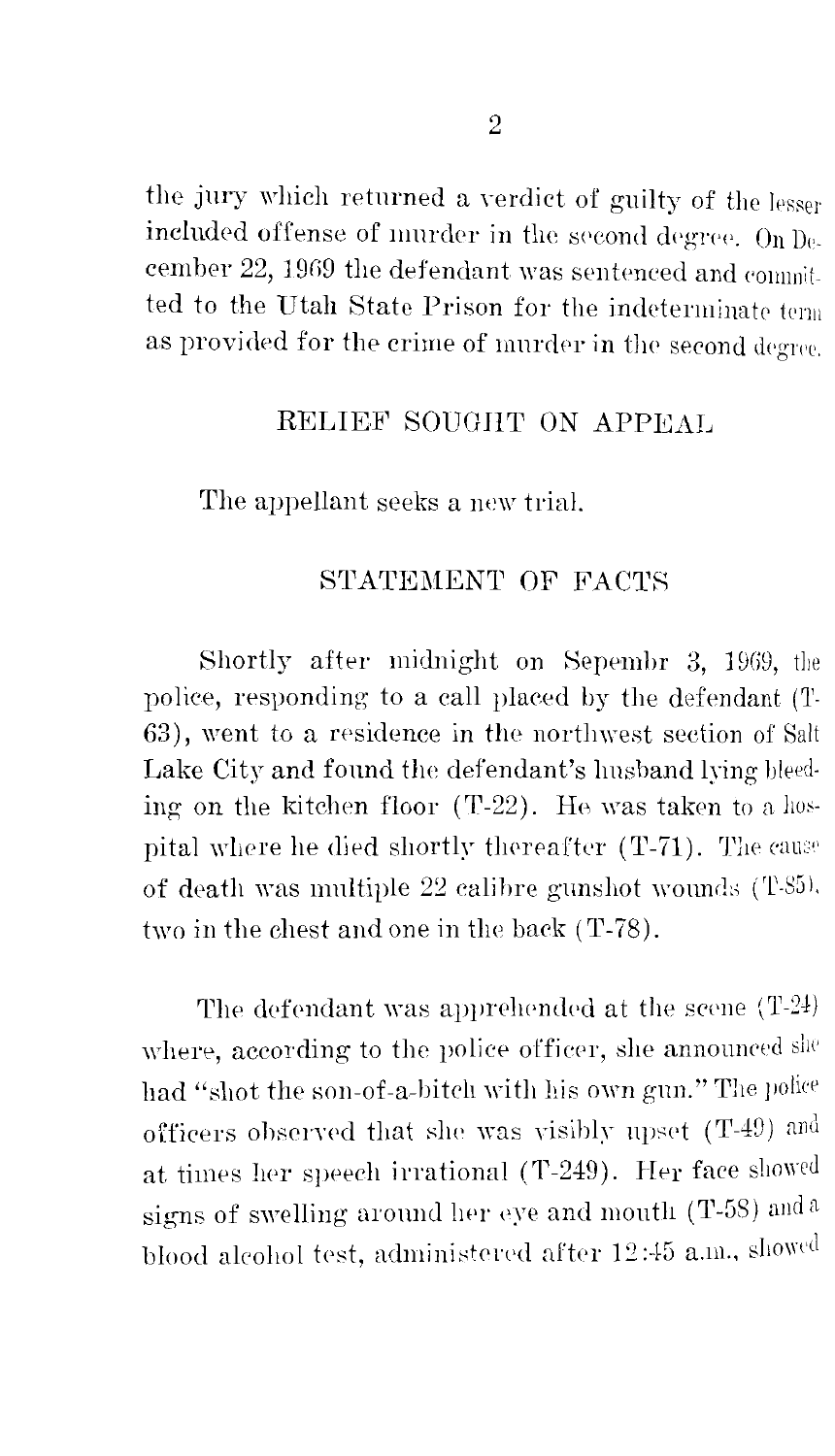the jury which returned a verdict of guilty of the lesser included offense of murder in the second degree. On December 22, 1969 the defendant was sentenced and committed to the Utah State Prison for the indeterminate term as provided for the crime of murder in the second degree.

## RELIEF SOUGHT ON APPEAL

The appellant seeks a new trial.

## STATEMENT OF FACTS

Shortly after midnight on Sepembr 3, 1969, the police, responding to a call placed by the defendant (T-63), went to a residence in the northwest section of Salt Lake City and found the defendant's husband lying bleeding on the kitchen floor (T-22). He was taken to a hospital where he died shortly thereafter (T-71). The cause of death was multiple 22 calibre gunshot wounds (T-85), two in the chest and one in the back (T-78).

The defendant was apprehended at the scene (T-24) where, according to the police officer, she announced she had "shot the son-of-a-bitch with his own gun." The police officers observed that she was visibly upset (T-49) and at times her speech irrational (T-249). Her face showed signs of swelling around her eye and mouth (T-58) and a blood alcohol test, administered after 12:45 a.m., showed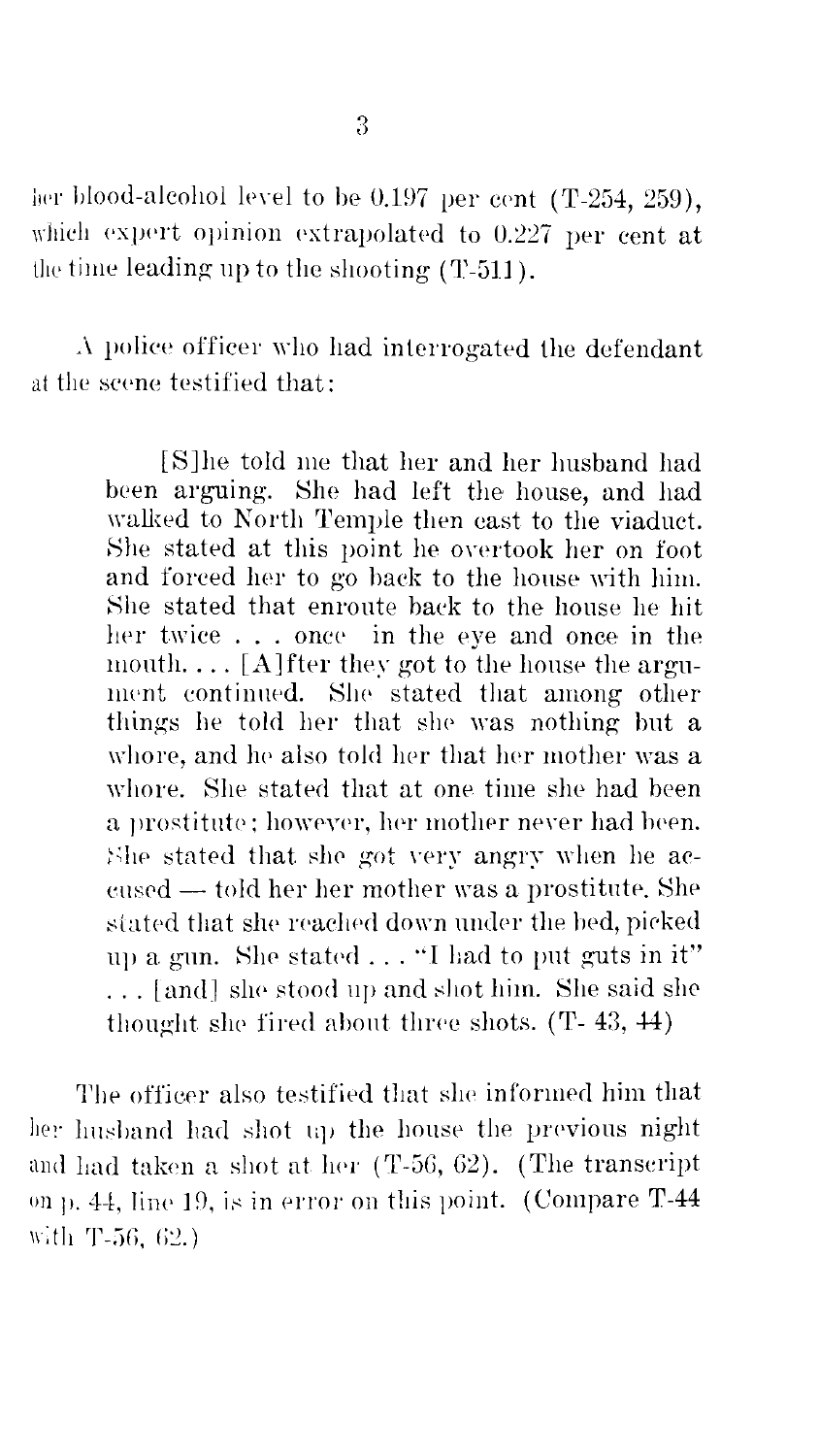her blood-alcohol level to be 0.197 per cent (T-254, 259), which expert opinion extrapolated to 0.227 per cent at the time leading up to the shooting (T-511).

A police officer who had interrogated the defendant at the scene testified that:

> [S]he told me that her and her husband had been arguing. She had left the house, and had walked to North Temple then east to the viaduct. She stated at this point he overtook her on foot and forced her to go back to the house with him. She stated that enroute back to the house he hit her twice . . . once in the eye and once in the mouth. . . . [A]fter they got to the house the argument continued. She stated that among other things he told her that she was nothing but a whore, and he also told her that her mother was a whore. She stated that at one time she had been a prostitute; however, her mother never had been. She stated that she got very angry when he accused — told her her mother was a prostitute. She stated that she reached down under the bed, picked up a gun. She stated . . . "I had to put guts in it" . . . [and] she stood up and shot him. She said she thought she fired about three shots. (T- 43, 44)

The officer also testified that she informed him that her husband had shot up the house the previous night and had taken a shot at her (T-56, 62). (The transcript on p. 44, line 19, is in error on this point. (Compare T-44 with T-56, 62.)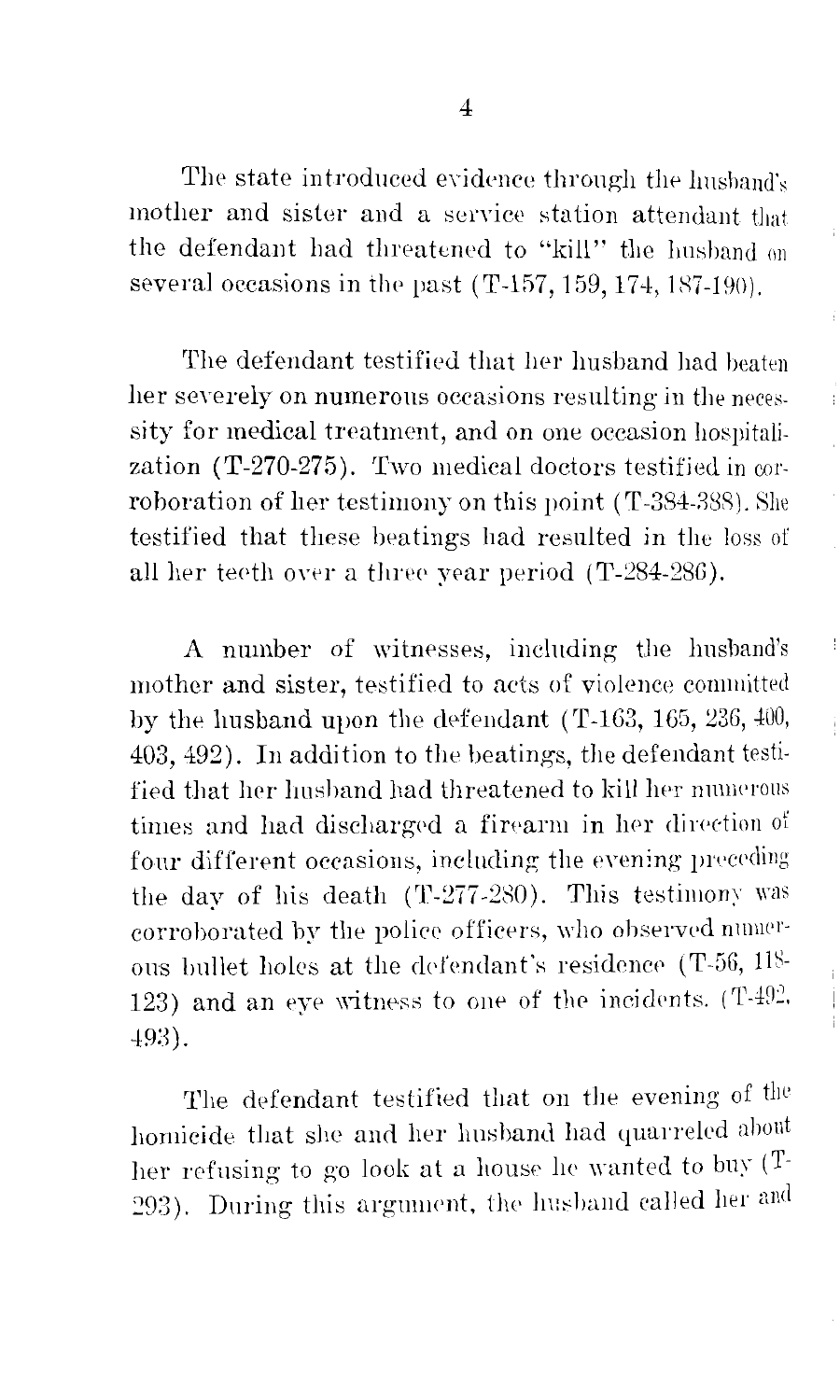The state introduced evidence through the husband's mother and sister and a service station attendant that the defendant had threatened to "kill" the husband on several occasions in the past (T-157, 159, 174, 187-190).

The defendant testified that her husband had beaten her severely on numerous occasions resulting in the necessity for medical treatment, and on one occasion hospitalization (T-270-275). Two medical doctors testified in corroboration of her testimony on this point (T-384-388). She testified that these beatings had resulted in the loss of all her teeth over a three year period (T-284-286).

A number of witnesses, including the husband's mother and sister, testified to acts of violence committed by the husband upon the defendant (T-163, 165, 236, 400, 403, 492). In addition to the beatings, the defendant testified that her husband had threatened to kill her numerous times and had discharged a firearm in her direction of four different occasions, including the evening preceding the day of his death (T-277-280). This testimony was corroborated by the police officers, who observed numerous bullet holes at the defendant's residence (T-56, 118-123) and an eye witness to one of the incidents. (T-492, 493).

The defendant testified that on the evening of the homicide that she and her husband had quarreled about her refusing to go look at a house he wanted to buy (T-293). During this argument, the husband called her and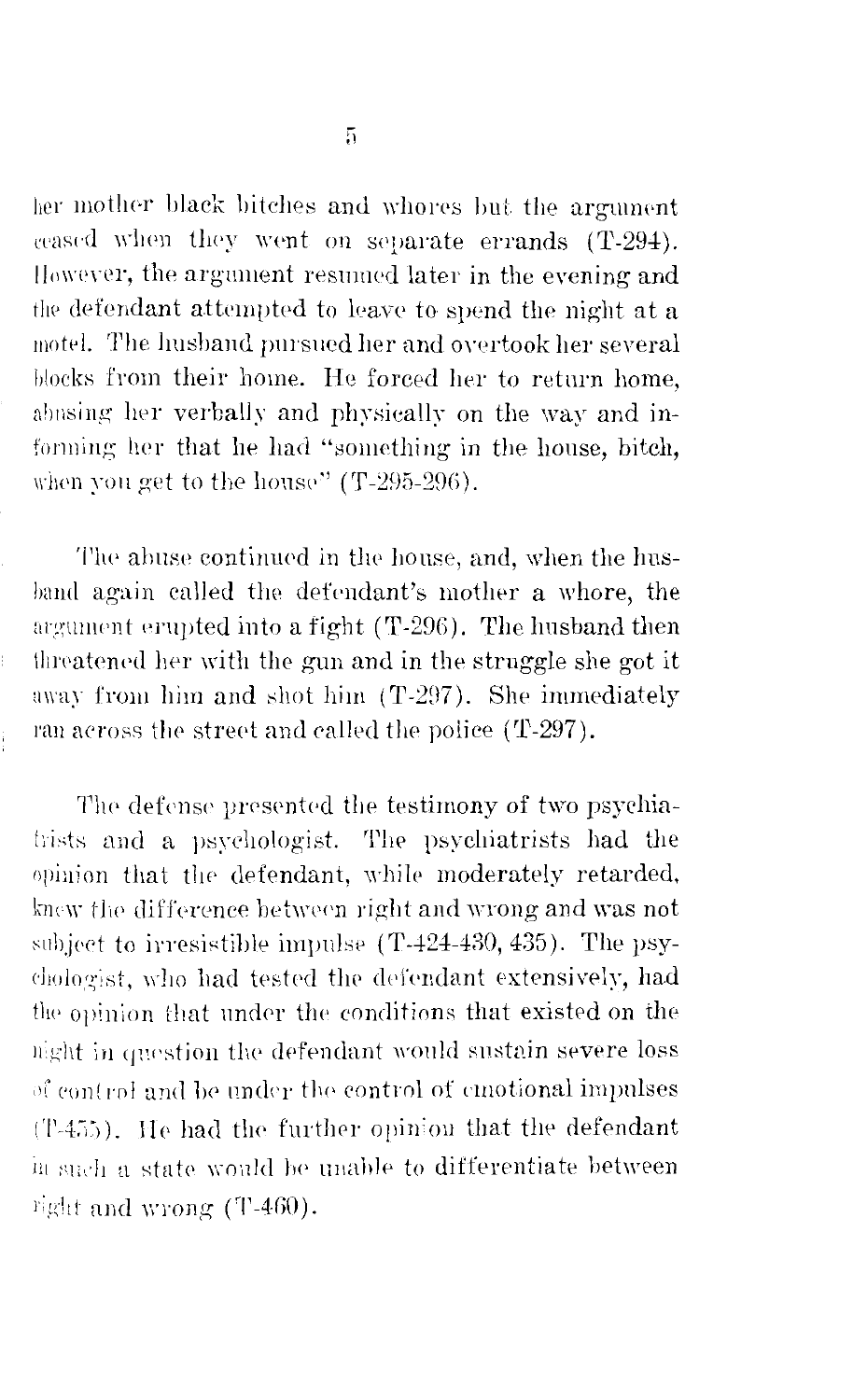her mother black bitches and whores but the argument ceased when they went on separate errands (T-294). However, the argument resumed later in the evening and the defendant attempted to leave to spend the night at a motel. The husband pursued her and overtook her several blocks from their home. He forced her to return home, abusing her verbally and physically on the way and informing her that he had "something in the house, bitch, when you get to the house" (T-295-296).

The abuse continued in the house, and, when the husband again called the defendant's mother a whore, the argument erupted into a fight (T-296). The husband then threatened her with the gun and in the struggle she got it away from him and shot him (T-297). She immediately ran across the street and called the police (T-297).

The defense presented the testimony of two psychiatrists and a psychologist. The psychiatrists had the opinion that the defendant, while moderately retarded, knew the difference between right and wrong and was not subject to irresistible impulse (T-424-430, 435). The psychologist, who had tested the defendant extensively, had the opinion that under the conditions that existed on the night in question the defendant would sustain severe loss of control and be under the control of emotional impulses (T-455). He had the further opinion that the defendant in such a state would be unable to differentiate between right and wrong (T-460).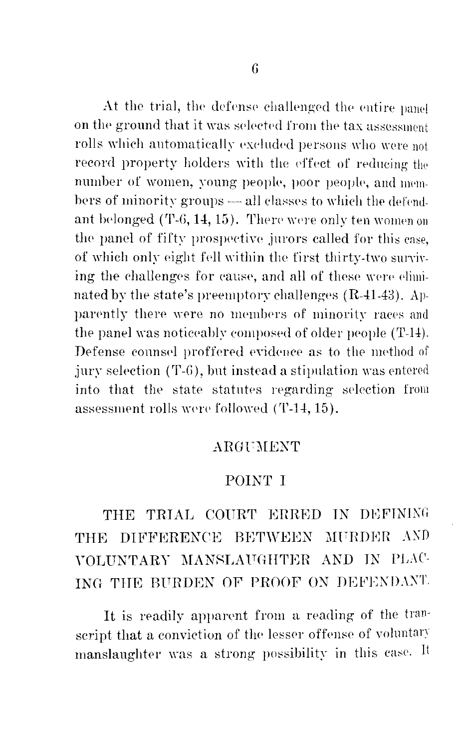At the trial, the defense challenged the entire panel on the ground that it was selected from the tax assessment rolls which automatically excluded persons who were not record property holders with the effect of reducing the number of women, young people, poor people, and members of minority groups — all classes to which the defendant belonged (T-6, 14, 15). There were only ten women on the panel of fifty prospective jurors called for this case, of which only eight fell within the first thirty-two surviving the challenges for cause, and all of these were eliminated by the state's preemptory challenges (R-41-43). Apparently there were no members of minority races and the panel was noticeably composed of older people (T-14). Defense counsel proffered evidence as to the method of jury selection (T-6), but instead a stipulation was entered into that the state statutes regarding selection from assessment rolls were followed (T-14, 15).

## ARGUMENT

### POINT I

### THE TRIAL COURT ERRED IN DEFINING THE DIFFERENCE BETWEEN MURDER AND VOLUNTARY MANSLAUGHTER AND IN PLACING THE BURDEN OF PROOF ON DEFENDANT.

It is readily apparent from a reading of the transcript that a conviction of the lesser offense of voluntary manslaughter was a strong possibility in this case. It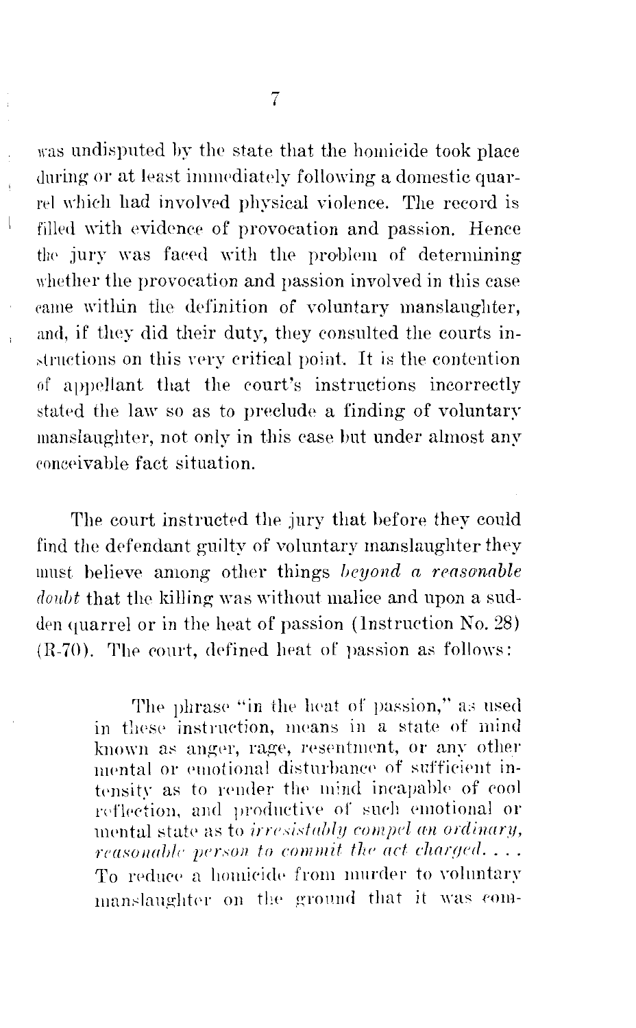was undisputed by the state that the homicide took place during or at least immediately following a domestic quarrel which had involved physical violence. The record is filled with evidence of provocation and passion. Hence the jury was faced with the problem of determining whether the provocation and passion involved in this case came within the definition of voluntary manslaughter, and, if they did their duty, they consulted the courts instructions on this very critical point. It is the contention of appellant that the court's instructions incorrectly stated the law so as to preclude a finding of voluntary manslaughter, not only in this case but under almost any conceivable fact situation.

The court instructed the jury that before they could find the defendant guilty of voluntary manslaughter they must believe among other things *beyond a reasonable doubt* that the killing was without malice and upon a sudden quarrel or in the heat of passion (Instruction No. 28) (R-70). The court, defined heat of passion as follows:

> The phrase "in the heat of passion," as used in these instruction, means in a state of mind known as anger, rage, resentment, or any other mental or emotional disturbance of sufficient intensity as to render the mind incapable of cool reflection, and productive of such emotional or mental state as to *irresistably compel an ordinary, reasonable person to commit the act charged. . . .* To reduce a homicide from murder to voluntary manslaughter on the ground that it was com-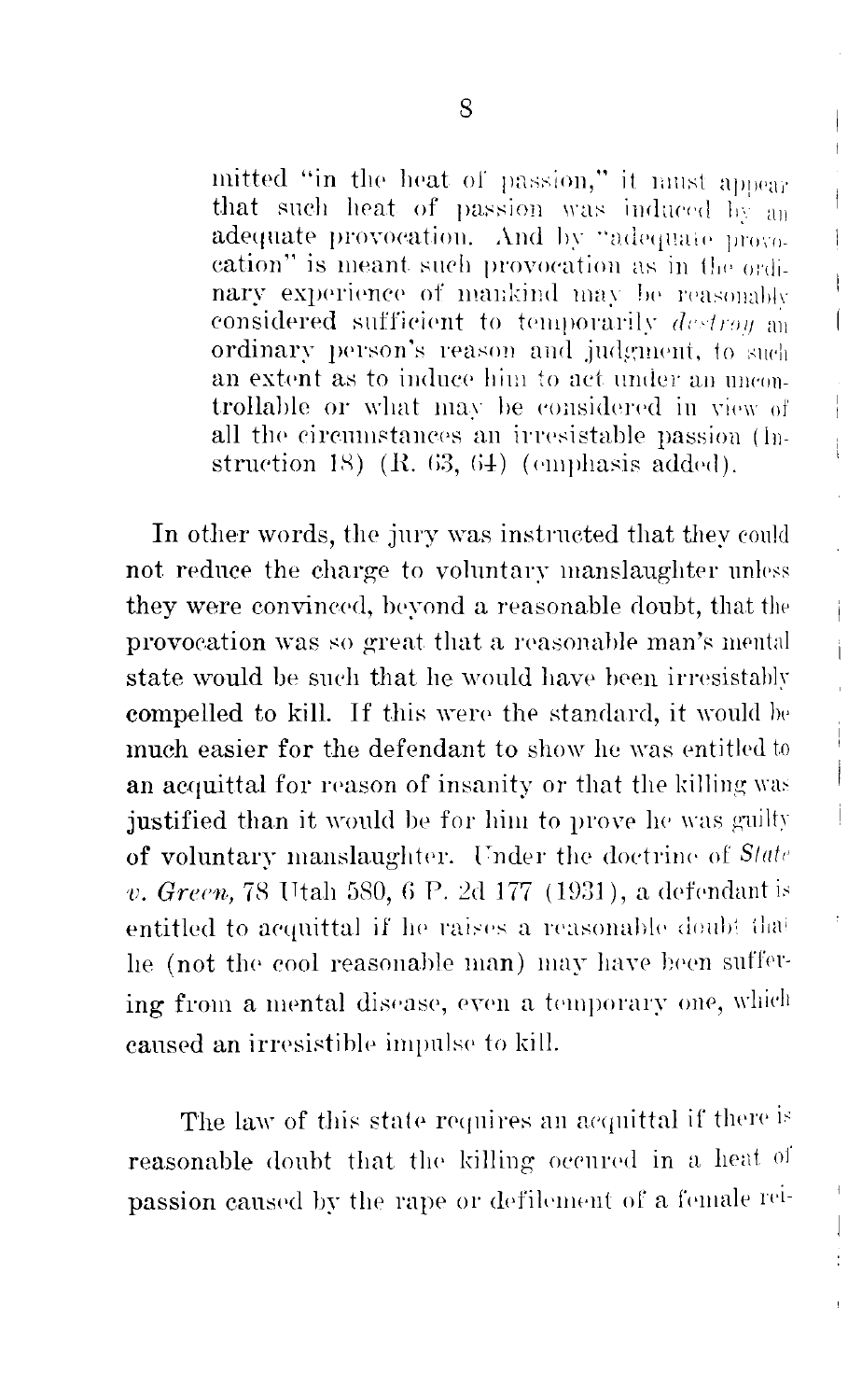> mitted "in the heat of passion," it must appear that such heat of passion was induced by an adequate provocation. And by "adequate provocation" is meant such provocation as in the ordinary experience of mankind may be reasonably considered sufficient to temporarily *destroy* an ordinary person's reason and judgment, to such an extent as to induce him to act under an uncontrollable or what may be considered in view of all the circumstances an irresistable passion (Instruction 18) (R. 63, 64) (emphasis added).

In other words, the jury was instructed that they could not reduce the charge to voluntary manslaughter unless they were convinced, beyond a reasonable doubt, that the provocation was so great that a reasonable man's mental state would be such that he would have been irresistably compelled to kill. If this were the standard, it would be much easier for the defendant to show he was entitled to an acquittal for reason of insanity or that the killing was justified than it would be for him to prove he was guilty of voluntary manslaughter. Under the doctrine of *State v. Green*, 78 Utah 580, 6 P. 2d 177 (1931), a defendant is entitled to acquittal if he raises a reasonable doubt that he (not the cool reasonable man) may have been suffering from a mental disease, even a temporary one, which caused an irresistible impulse to kill.

The law of this state requires an acquittal if there is reasonable doubt that the killing occurred in a heat of passion caused by the rape or defilement of a female rel-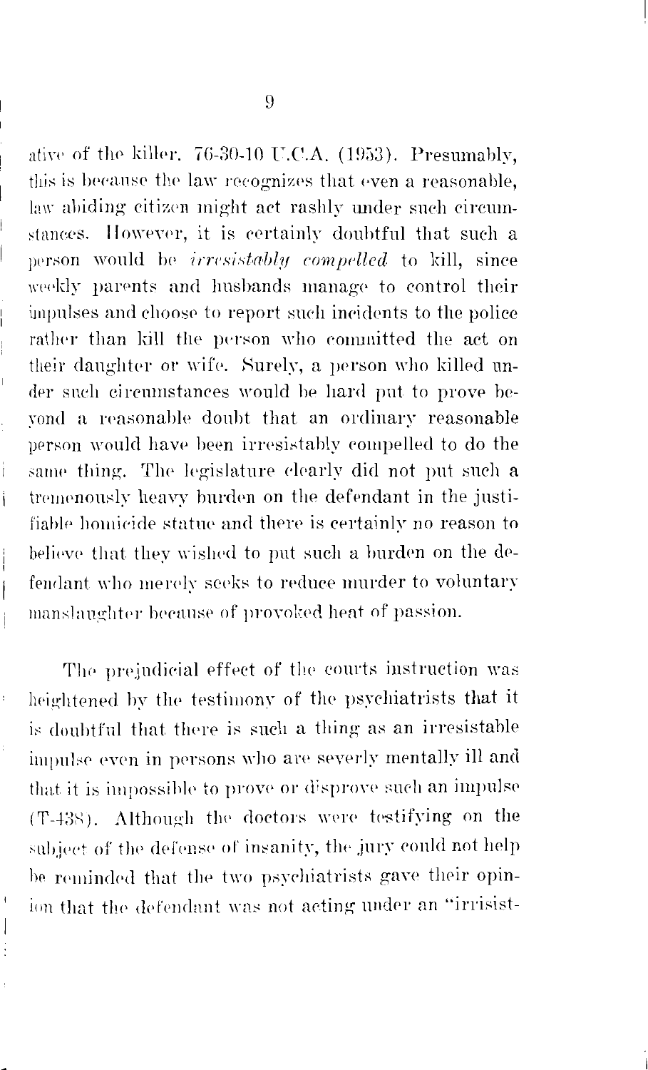ative of the killer. 76-30-10 U.C.A. (1953). Presumably, this is because the law recognizes that even a reasonable, law abiding citizen might act rashly under such circumstances. However, it is certainly doubtful that such a person would be *irresistably compelled* to kill, since weekly parents and husbands manage to control their impulses and choose to report such incidents to the police rather than kill the person who committed the act on their daughter or wife. Surely, a person who killed under such circumstances would be hard put to prove beyond a reasonable doubt that an ordinary reasonable person would have been irresistably compelled to do the same thing. The legislature clearly did not put such a tremenously heavy burden on the defendant in the justifiable homicide statue and there is certainly no reason to believe that they wished to put such a burden on the defendant who merely seeks to reduce murder to voluntary manslaughter because of provoked heat of passion.

The prejudicial effect of the courts instruction was heightened by the testimony of the psychiatrists that it is doubtful that there is such a thing as an irresistable impulse even in persons who are severly mentally ill and that it is impossible to prove or disprove such an impulse (T-438). Although the doctors were testifying on the subject of the defense of insanity, the jury could not help be reminded that the two psychiatrists gave their opinion that the defendant was not acting under an "irrisist-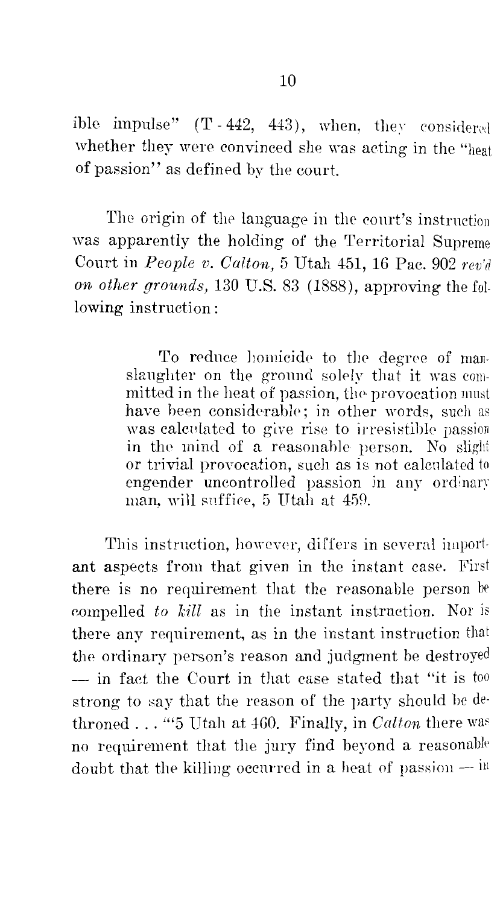ible impulse" (T - 442, 443), when, they considered whether they were convinced she was acting in the "heat of passion" as defined by the court.

The origin of the language in the court's instruction was apparently the holding of the Territorial Supreme Court in *People v. Calton*, 5 Utah 451, 16 Pac. 902 *rev'd on other grounds*, 130 U.S. 83 (1888), approving the following instruction:

> To reduce homicide to the degree of manslaughter on the ground solely that it was committed in the heat of passion, the provocation must have been considerable; in other words, such as was calculated to give rise to irresistible passion in the mind of a reasonable person. No slight or trivial provocation, such as is not calculated to engender uncontrolled passion in any ordinary man, will suffice, 5 Utah at 459.

This instruction, however, differs in several important aspects from that given in the instant case. First there is no requirement that the reasonable person be compelled *to kill* as in the instant instruction. Nor is there any requirement, as in the instant instruction that the ordinary person's reason and judgment be destroyed — in fact the Court in that case stated that "it is too strong to say that the reason of the party should be dethroned . . . "5 Utah at 460. Finally, in *Calton* there was no requirement that the jury find beyond a reasonable doubt that the killing occurred in a heat of passion — in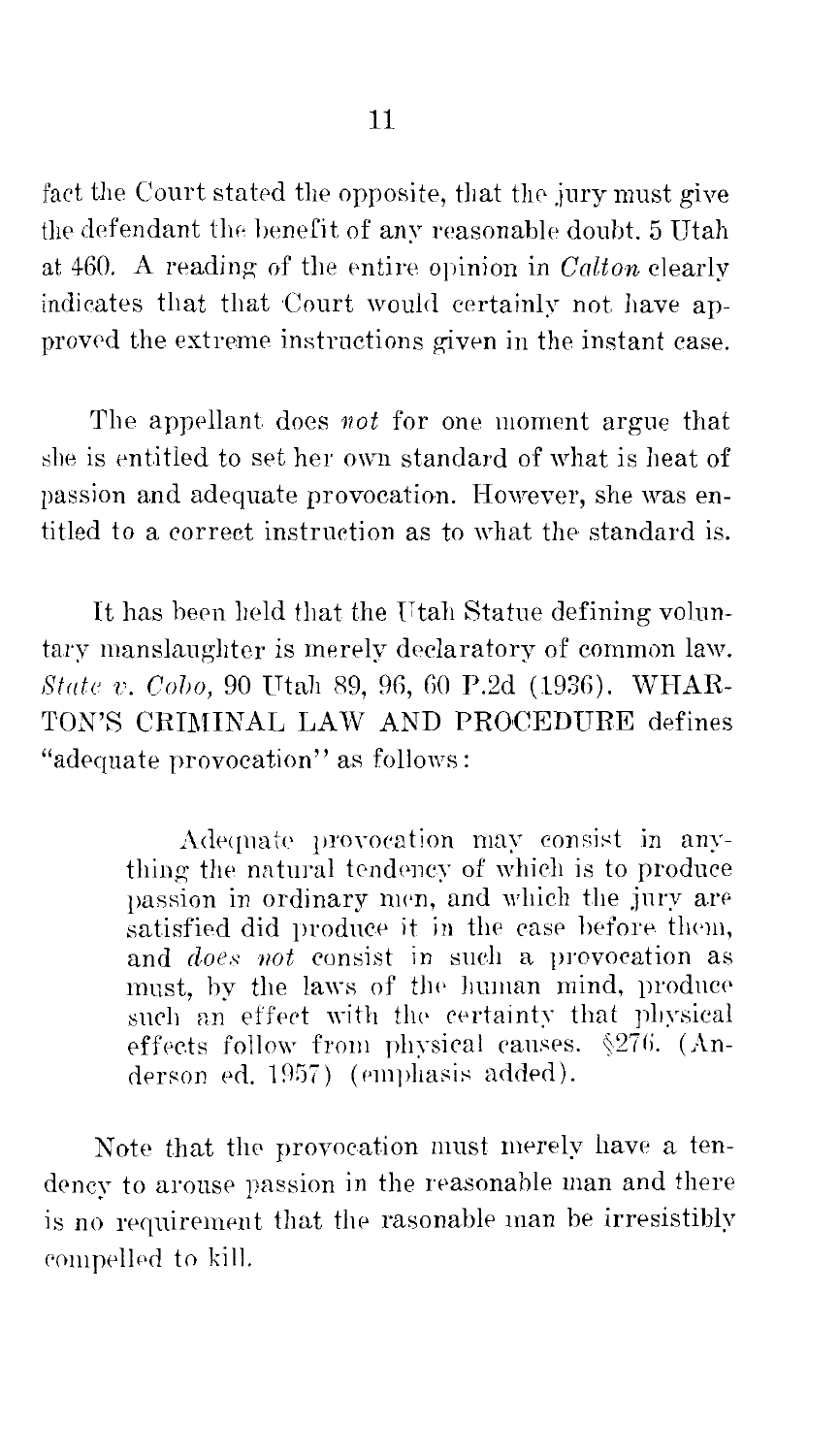fact the Court stated the opposite, that the jury must give the defendant the benefit of any reasonable doubt. 5 Utah at 460. A reading of the entire opinion in *Calton* clearly indicates that that Court would certainly not have approved the extreme instructions given in the instant case.

The appellant does *not* for one moment argue that she is entitled to set her own standard of what is heat of passion and adequate provocation. However, she was entitled to a correct instruction as to what the standard is.

It has been held that the Utah Statue defining voluntary manslaughter is merely declaratory of common law. *State v. Cobo*, 90 Utah 89, 96, 60 P.2d (1936). WHARTON'S CRIMINAL LAW AND PROCEDURE defines "adequate provocation" as follows:

> Adequate provocation may consist in anything the natural tendency of which is to produce passion in ordinary men, and which the jury are satisfied did produce it in the case before them, and *does not* consist in such a provocation as must, by the laws of the human mind, produce such an effect with the certainty that physical effects follow from physical causes. §276. (Anderson ed. 1957) (emphasis added).

Note that the provocation must merely have a tendency to arouse passion in the reasonable man and there is no requirement that the rasonable man be irresistibly compelled to kill.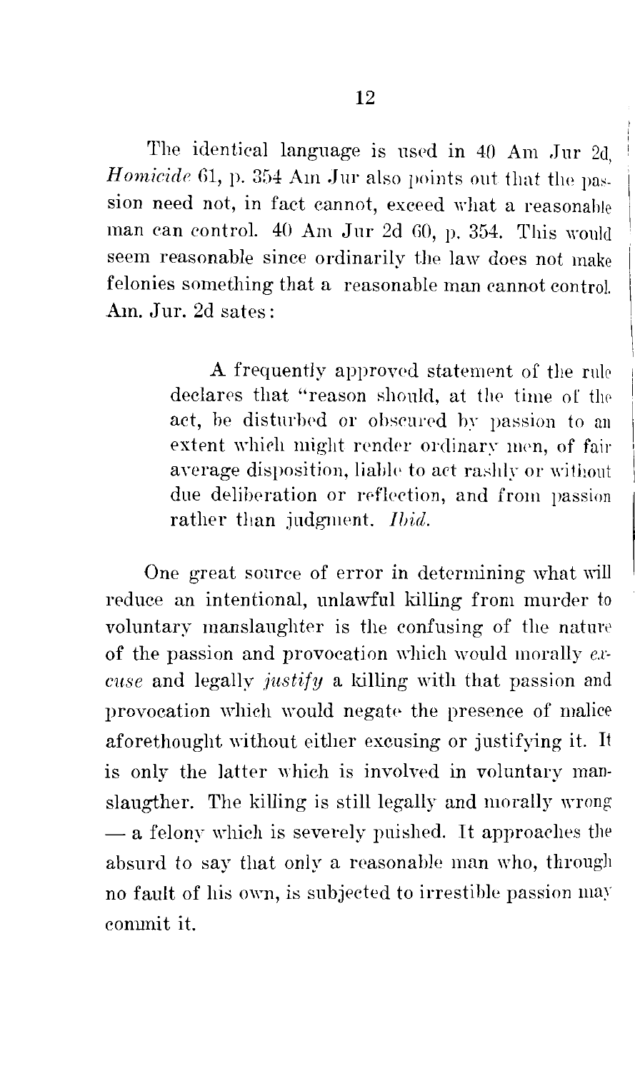The identical language is used in 40 Am Jur 2d, *Homicide* 61, p. 354 Am Jur also points out that the passion need not, in fact cannot, exceed what a reasonable man can control. 40 Am Jur 2d 60, p. 354. This would seem reasonable since ordinarily the law does not make felonies something that a reasonable man cannot control. Am. Jur. 2d sates:

> A frequently approved statement of the rule declares that "reason should, at the time of the act, be disturbed or obscured by passion to an extent which might render ordinary men, of fair average disposition, liable to act rashly or without due deliberation or reflection, and from passion rather than judgment. *Ibid.*

One great source of error in determining what will reduce an intentional, unlawful killing from murder to voluntary manslaughter is the confusing of the nature of the passion and provocation which would morally *excuse* and legally *justify* a killing with that passion and provocation which would negate the presence of malice aforethought without either excusing or justifying it. It is only the latter which is involved in voluntary manslaugther. The killing is still legally and morally wrong — a felony which is severely puished. It approaches the absurd to say that only a reasonable man who, through no fault of his own, is subjected to irrestible passion may commit it.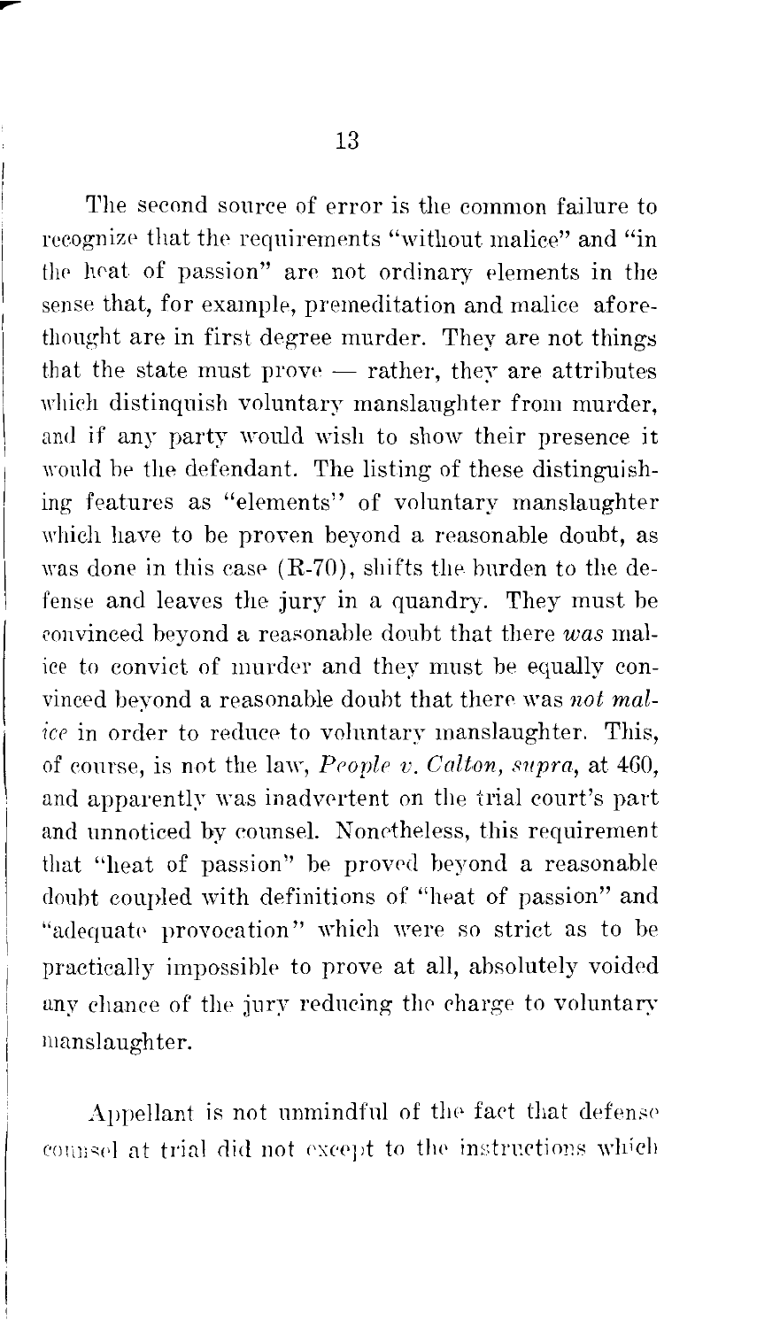The second source of error is the common failure to recognize that the requirements "without malice" and "in the heat of passion" are not ordinary elements in the sense that, for example, premeditation and malice aforethought are in first degree murder. They are not things that the state must prove — rather, they are attributes which distinquish voluntary manslaughter from murder, and if any party would wish to show their presence it would be the defendant. The listing of these distinguishing features as "elements" of voluntary manslaughter which have to be proven beyond a reasonable doubt, as was done in this case (R-70), shifts the burden to the defense and leaves the jury in a quandry. They must be convinced beyond a reasonable doubt that there *was* malice to convict of murder and they must be equally convinced beyond a reasonable doubt that there was *not malice* in order to reduce to voluntary manslaughter. This, of course, is not the law, *People v. Calton, supra*, at 460, and apparently was inadvertent on the trial court's part and unnoticed by counsel. Nonetheless, this requirement that "heat of passion" be proved beyond a reasonable doubt coupled with definitions of "heat of passion" and "adequate provocation" which were so strict as to be practically impossible to prove at all, absolutely voided any chance of the jury reducing the charge to voluntary manslaughter.

Appellant is not unmindful of the fact that defense counsel at trial did not except to the instructions which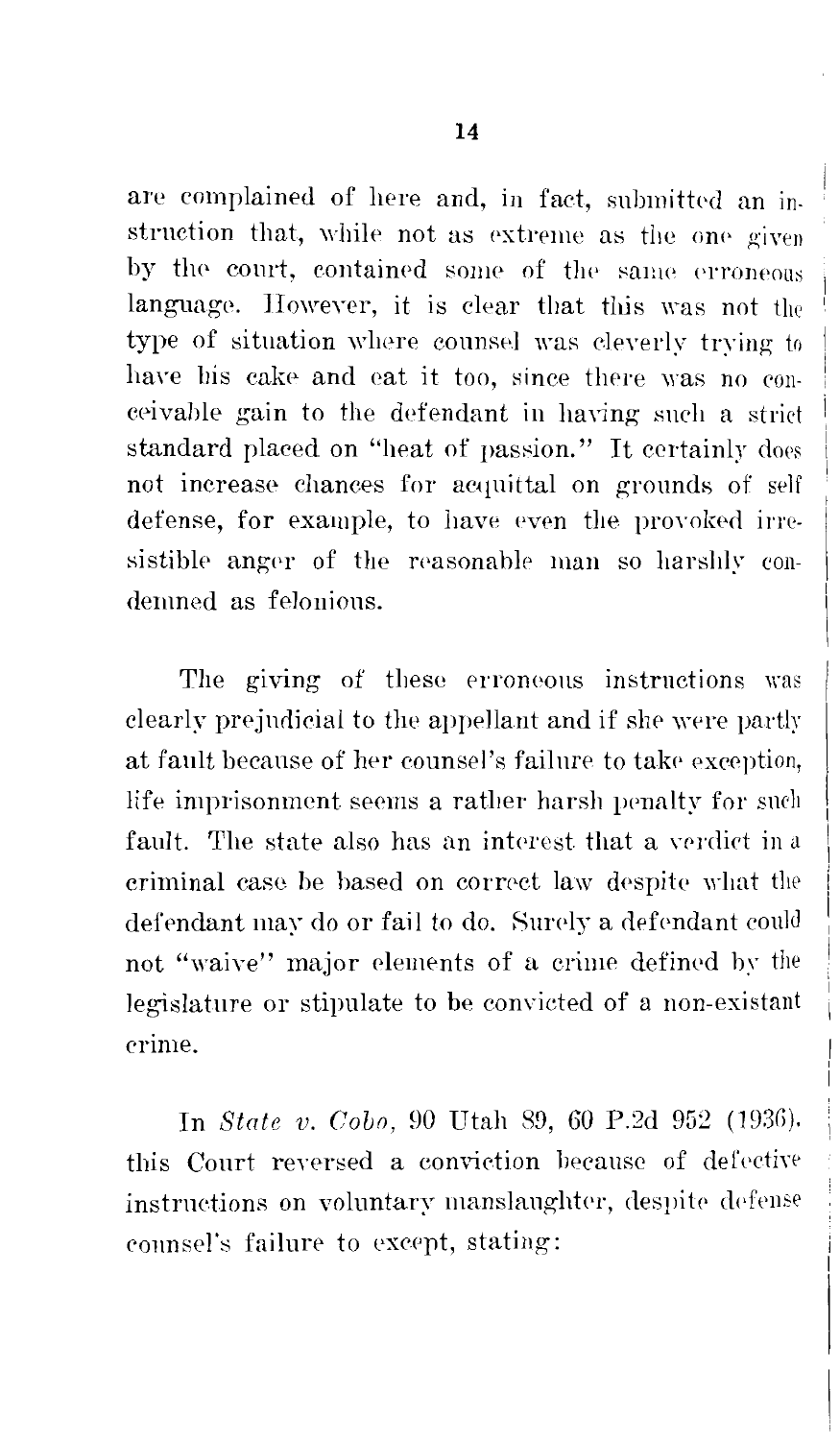are complained of here and, in fact, submitted an instruction that, while not as extreme as the one given by the court, contained some of the same erroneous language. However, it is clear that this was not the type of situation where counsel was cleverly trying to have his cake and eat it too, since there was no conceivable gain to the defendant in having such a strict standard placed on "heat of passion." It certainly does not increase chances for acquittal on grounds of self defense, for example, to have even the provoked irresistible anger of the reasonable man so harshly condemned as felonious.

The giving of these erroneous instructions was clearly prejudicial to the appellant and if she were partly at fault because of her counsel's failure to take exception, life imprisonment seems a rather harsh penalty for such fault. The state also has an interest that a verdict in a criminal case be based on correct law despite what the defendant may do or fail to do. Surely a defendant could not "waive" major elements of a crime defined by the legislature or stipulate to be convicted of a non-existant crime.

In *State v. Cobo*, 90 Utah 89, 60 P.2d 952 (1936), this Court reversed a conviction because of defective instructions on voluntary manslaughter, despite defense counsel's failure to except, stating: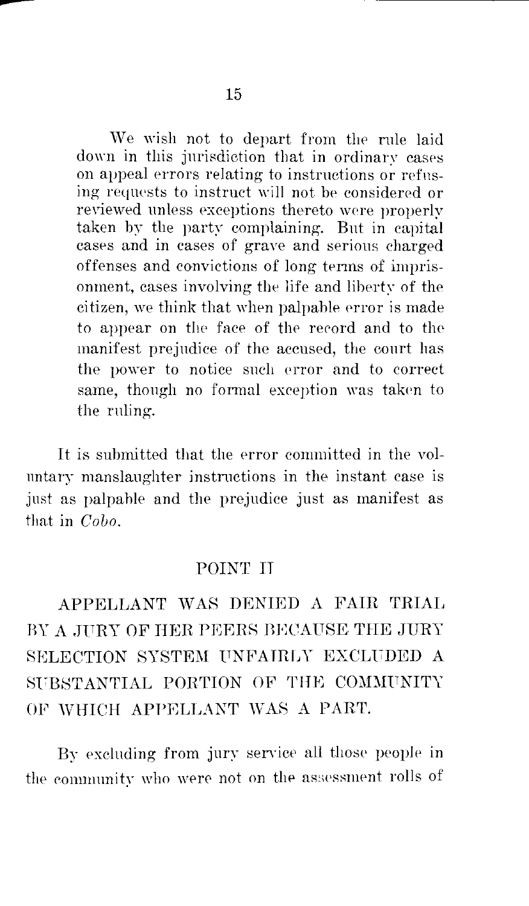> We wish not to depart from the rule laid down in this jurisdiction that in ordinary cases on appeal errors relating to instructions or refusing requests to instruct will not be considered or reviewed unless exceptions thereto were properly taken by the party complaining. But in capital cases and in cases of grave and serious charged offenses and convictions of long terms of imprisonment, cases involving the life and liberty of the citizen, we think that when palpable error is made to appear on the face of the record and to the manifest prejudice of the accused, the court has the power to notice such error and to correct same, though no formal exception was taken to the ruling.

It is submitted that the error committed in the voluntary manslaughter instructions in the instant case is just as palpable and the prejudice just as manifest as that in *Cobo*.

## POINT II

## APPELLANT WAS DENIED A FAIR TRIAL BY A JURY OF HER PEERS BECAUSE THE JURY SELECTION SYSTEM UNFAIRLY EXCLUDED A SUBSTANTIAL PORTION OF THE COMMUNITY OF WHICH APPELLANT WAS A PART.

By excluding from jury service all those people in the community who were not on the assessment rolls of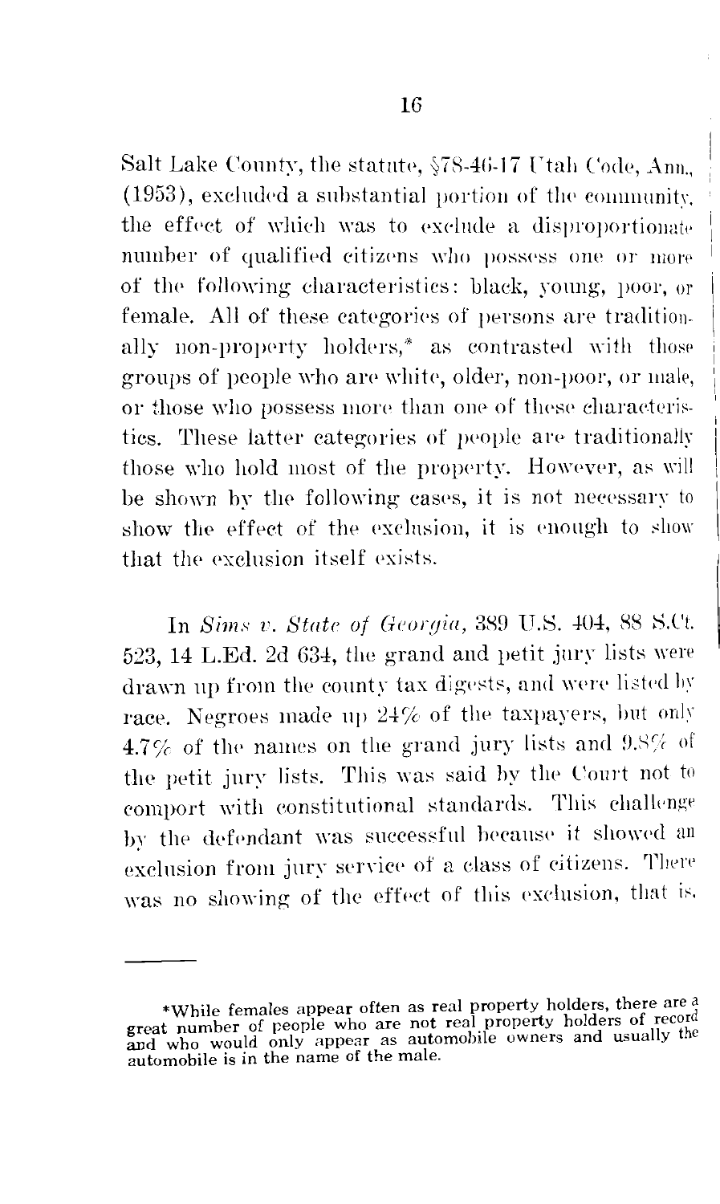Salt Lake County, the statute, §78-46-17 Utah Code, Ann., (1953), excluded a substantial portion of the community, the effect of which was to exclude a disproportionate number of qualified citizens who possess one or more of the following characteristics: black, young, poor, or female. All of these categories of persons are traditionally non-property holders,* as contrasted with those groups of people who are white, older, non-poor, or male, or those who possess more than one of these characteristics. These latter categories of people are traditionally those who hold most of the property. However, as will be shown by the following cases, it is not necessary to show the effect of the exclusion, it is enough to show that the exclusion itself exists.

In *Sims v. State of Georgia*, 389 U.S. 404, 88 S.Ct. 523, 14 L.Ed. 2d 634, the grand and petit jury lists were drawn up from the county tax digests, and were listed by race. Negroes made up 24% of the taxpayers, but only 4.7% of the names on the grand jury lists and 9.8% of the petit jury lists. This was said by the Court not to comport with constitutional standards. This challenge by the defendant was successful because it showed an exclusion from jury service of a class of citizens. There was no showing of the effect of this exclusion, that is,

---

*While females appear often as real property holders, there are a great number of people who are not real property holders of record and who would only appear as automobile owners and usually the automobile is in the name of the male.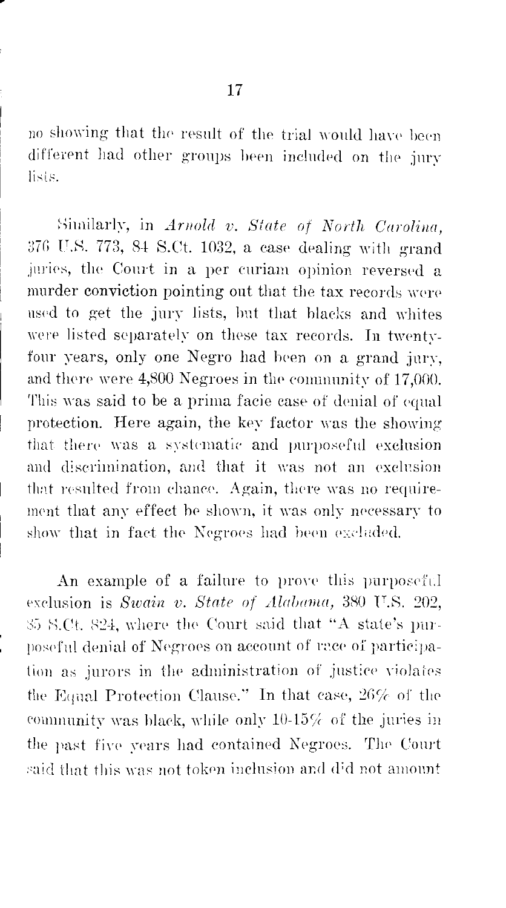no showing that the result of the trial would have been different had other groups been included on the jury lists.

Similarly, in *Arnold v. State of North Carolina*, 376 U.S. 773, 84 S.Ct. 1032, a case dealing with grand juries, the Court in a per curiam opinion reversed a murder conviction pointing out that the tax records were used to get the jury lists, but that blacks and whites were listed separately on these tax records. In twenty-four years, only one Negro had been on a grand jury, and there were 4,800 Negroes in the community of 17,000. This was said to be a prima facie case of denial of equal protection. Here again, the key factor was the showing that there was a systematic and purposeful exclusion and discrimination, and that it was not an exclusion that resulted from chance. Again, there was no requirement that any effect be shown, it was only necessary to show that in fact the Negroes had been excluded.

An example of a failure to prove this purposeful exclusion is *Swain v. State of Alabama*, 380 U.S. 202, 85 S.Ct. 824, where the Court said that "A state's purposeful denial of Negroes on account of race of participation as jurors in the administration of justice violates the Equal Protection Clause." In that case, 26% of the community was black, while only 10-15% of the juries in the past five years had contained Negroes. The Court said that this was not token inclusion and did not amount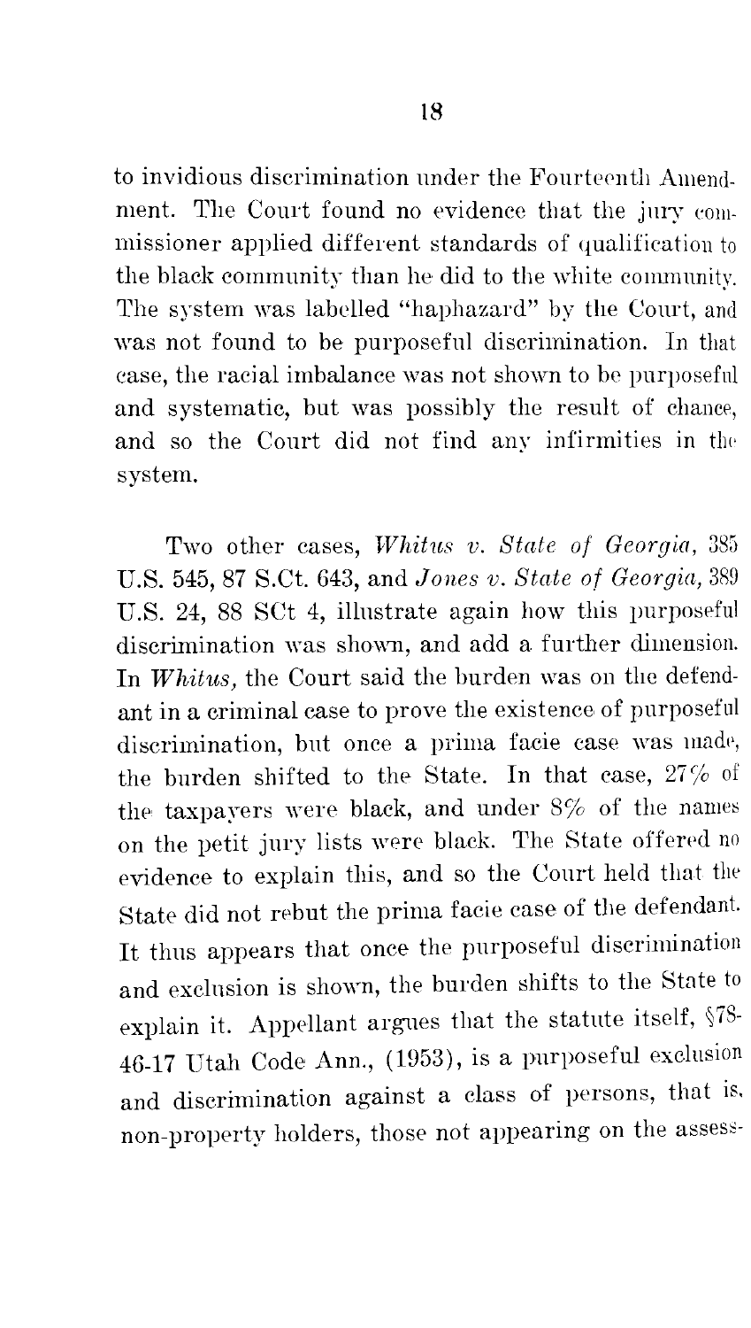to invidious discrimination under the Fourteenth Amendment. The Court found no evidence that the jury commissioner applied different standards of qualification to the black community than he did to the white community. The system was labelled "haphazard" by the Court, and was not found to be purposeful discrimination. In that case, the racial imbalance was not shown to be purposeful and systematic, but was possibly the result of chance, and so the Court did not find any infirmities in the system.

Two other cases, *Whitus v. State of Georgia*, 385 U.S. 545, 87 S.Ct. 643, and *Jones v. State of Georgia*, 389 U.S. 24, 88 SCt 4, illustrate again how this purposeful discrimination was shown, and add a further dimension. In *Whitus*, the Court said the burden was on the defendant in a criminal case to prove the existence of purposeful discrimination, but once a prima facie case was made, the burden shifted to the State. In that case, 27% of the taxpayers were black, and under 8% of the names on the petit jury lists were black. The State offered no evidence to explain this, and so the Court held that the State did not rebut the prima facie case of the defendant. It thus appears that once the purposeful discrimination and exclusion is shown, the burden shifts to the State to explain it. Appellant argues that the statute itself, §78-46-17 Utah Code Ann., (1953), is a purposeful exclusion and discrimination against a class of persons, that is, non-property holders, those not appearing on the assess-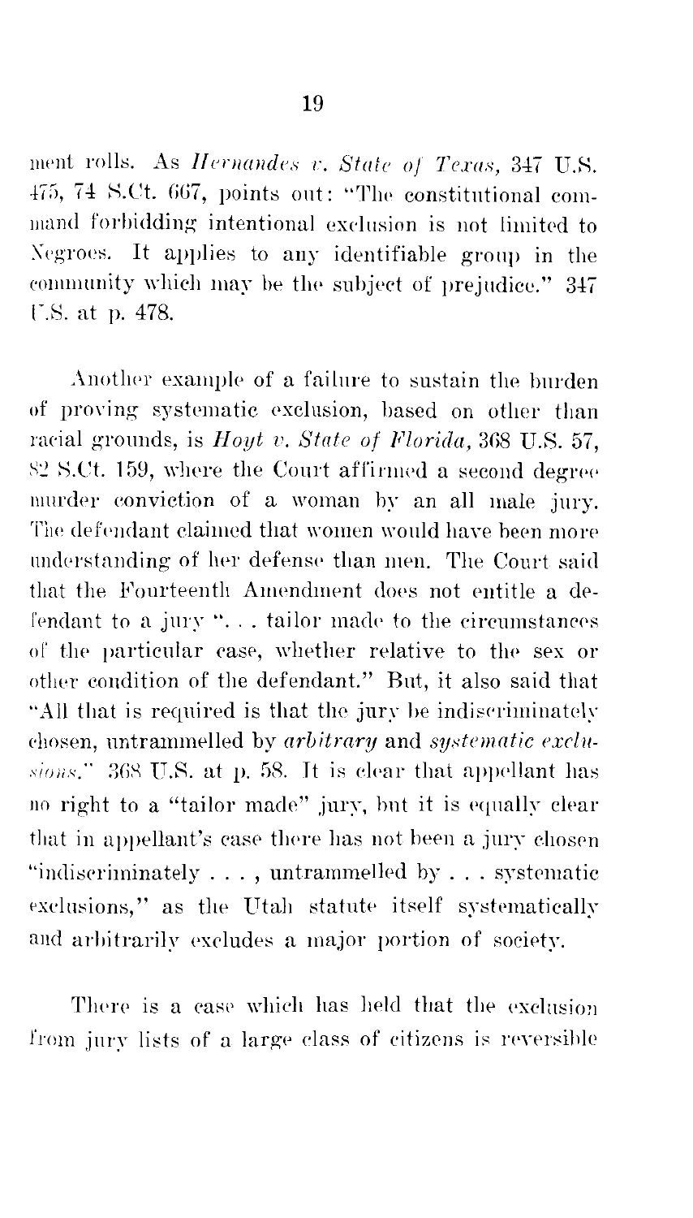ment rolls. As *Hernandes v. State of Texas*, 347 U.S. 475, 74 S.Ct. 667, points out: "The constitutional command forbidding intentional exclusion is not limited to Negroes. It applies to any identifiable group in the community which may be the subject of prejudice." 347 U.S. at p. 478.

Another example of a failure to sustain the burden of proving systematic exclusion, based on other than racial grounds, is *Hoyt v. State of Florida*, 368 U.S. 57, 82 S.Ct. 159, where the Court affirmed a second degree murder conviction of a woman by an all male jury. The defendant claimed that women would have been more understanding of her defense than men. The Court said that the Fourteenth Amendment does not entitle a defendant to a jury ". . . tailor made to the circumstances of the particular case, whether relative to the sex or other condition of the defendant." But, it also said that "All that is required is that the jury be indiscriminately chosen, untrammelled by *arbitrary* and *systematic exclusions*." 368 U.S. at p. 58. It is clear that appellant has no right to a "tailor made" jury, but it is equally clear that in appellant's case there has not been a jury chosen "indiscriminately . . . , untrammelled by . . . systematic exclusions," as the Utah statute itself systematically and arbitrarily excludes a major portion of society.

There is a case which has held that the exclusion from jury lists of a large class of citizens is reversible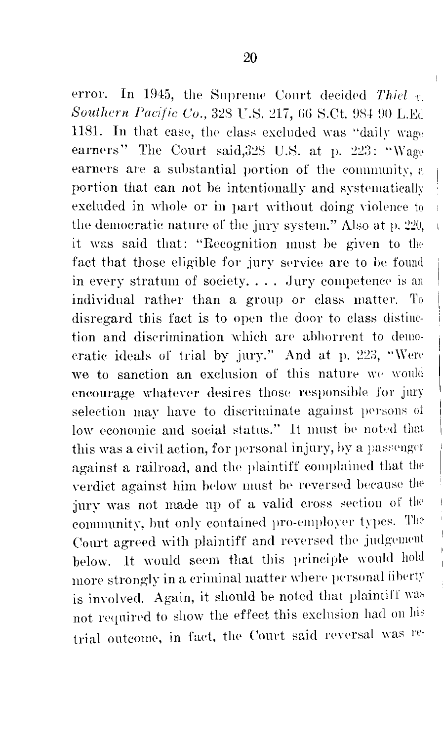error. In 1945, the Supreme Court decided *Thiel v. Southern Pacific Co.*, 328 U.S. 217, 66 S.Ct. 984 90 L.Ed 1181. In that case, the class excluded was "daily wage earners" The Court said,328 U.S. at p. 223: "Wage earners are a substantial portion of the community, a portion that can not be intentionally and systematically excluded in whole or in part without doing violence to the democratic nature of the jury system." Also at p. 220, it was said that: "Recognition must be given to the fact that those eligible for jury service are to be found in every stratum of society. . . . Jury competence is an individual rather than a group or class matter. To disregard this fact is to open the door to class distinction and discrimination which are abhorrent to democratic ideals of trial by jury." And at p. 223, "Were we to sanction an exclusion of this nature we would encourage whatever desires those responsible for jury selection may have to discriminate against persons of low economic and social status." It must be noted that this was a civil action, for personal injury, by a passenger against a railroad, and the plaintiff complained that the verdict against him below must be reversed because the jury was not made up of a valid cross section of the community, but only contained pro-employer types. The Court agreed with plaintiff and reversed the judgement below. It would seem that this principle would hold more strongly in a criminal matter where personal liberty is involved. Again, it should be noted that plaintiff was not required to show the effect this exclusion had on his trial outcome, in fact, the Court said reversal was re-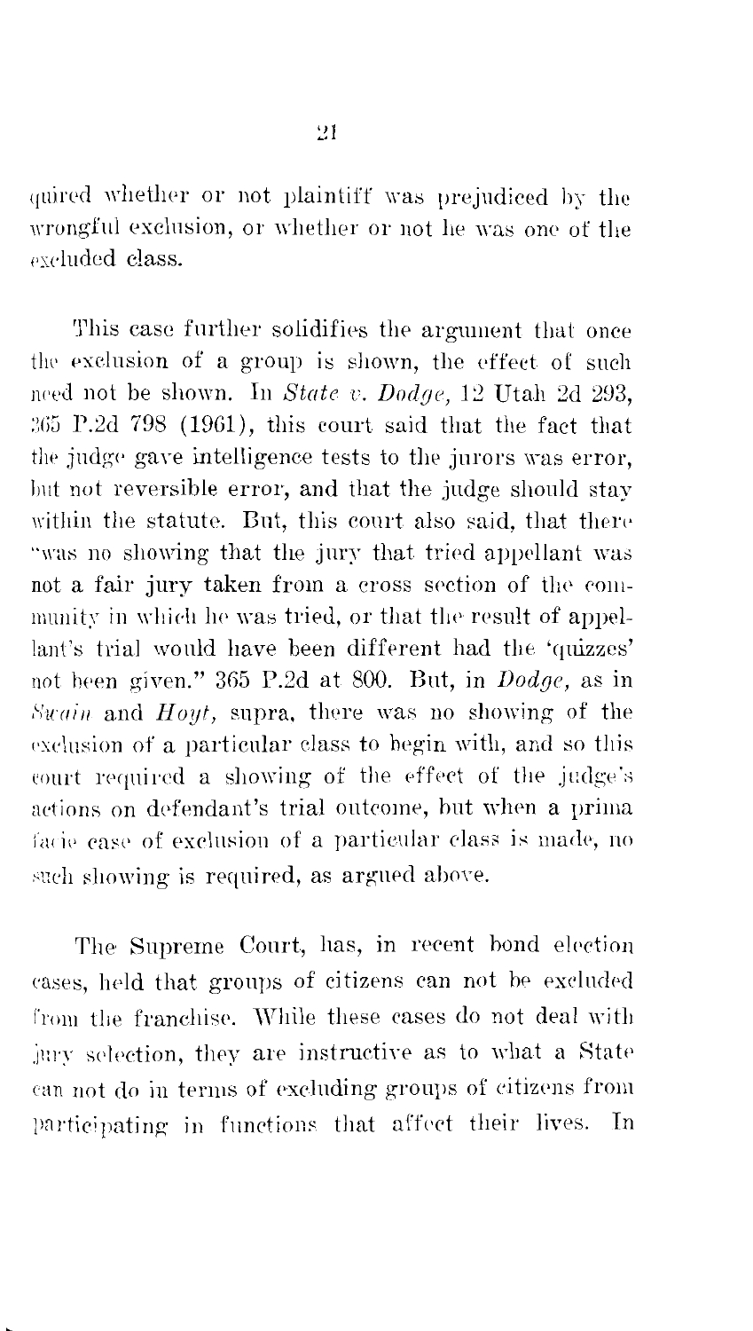quired whether or not plaintiff was prejudiced by the wrongful exclusion, or whether or not he was one of the excluded class.

This case further solidifies the argument that once the exclusion of a group is shown, the effect of such need not be shown. In *State v. Dodge*, 12 Utah 2d 293, 365 P.2d 798 (1961), this court said that the fact that the judge gave intelligence tests to the jurors was error, but not reversible error, and that the judge should stay within the statute. But, this court also said, that there "was no showing that the jury that tried appellant was not a fair jury taken from a cross section of the community in which he was tried, or that the result of appellant's trial would have been different had the 'quizzes' not been given." 365 P.2d at 800. But, in *Dodge*, as in *Swain* and *Hoyt*, supra, there was no showing of the exclusion of a particular class to begin with, and so this court required a showing of the effect of the judge's actions on defendant's trial outcome, but when a prima facie case of exclusion of a particular class is made, no such showing is required, as argued above.

The Supreme Court, has, in recent bond election cases, held that groups of citizens can not be excluded from the franchise. While these cases do not deal with jury selection, they are instructive as to what a State can not do in terms of excluding groups of citizens from participating in functions that affect their lives. In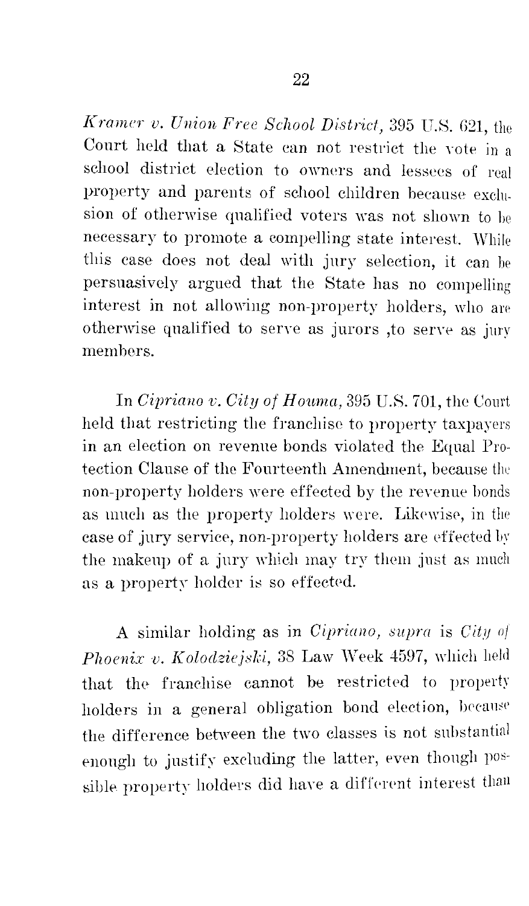*Kramer v. Union Free School District,* 395 U.S. 621, the Court held that a State can not restrict the vote in a school district election to owners and lessees of real property and parents of school children because exclusion of otherwise qualified voters was not shown to be necessary to promote a compelling state interest. While this case does not deal with jury selection, it can be persuasively argued that the State has no compelling interest in not allowing non-property holders, who are otherwise qualified to serve as jurors ,to serve as jury members.

In *Cipriano v. City of Houma,* 395 U.S. 701, the Court held that restricting the franchise to property taxpayers in an election on revenue bonds violated the Equal Protection Clause of the Fourteenth Amendment, because the non-property holders were effected by the revenue bonds as much as the property holders were. Likewise, in the case of jury service, non-property holders are effected by the makeup of a jury which may try them just as much as a property holder is so effected.

A similar holding as in *Cipriano, supra* is *City of Phoenix v. Kolodziejski,* 38 Law Week 4597, which held that the franchise cannot be restricted to property holders in a general obligation bond election, because the difference between the two classes is not substantial enough to justify excluding the latter, even though possible property holders did have a different interest than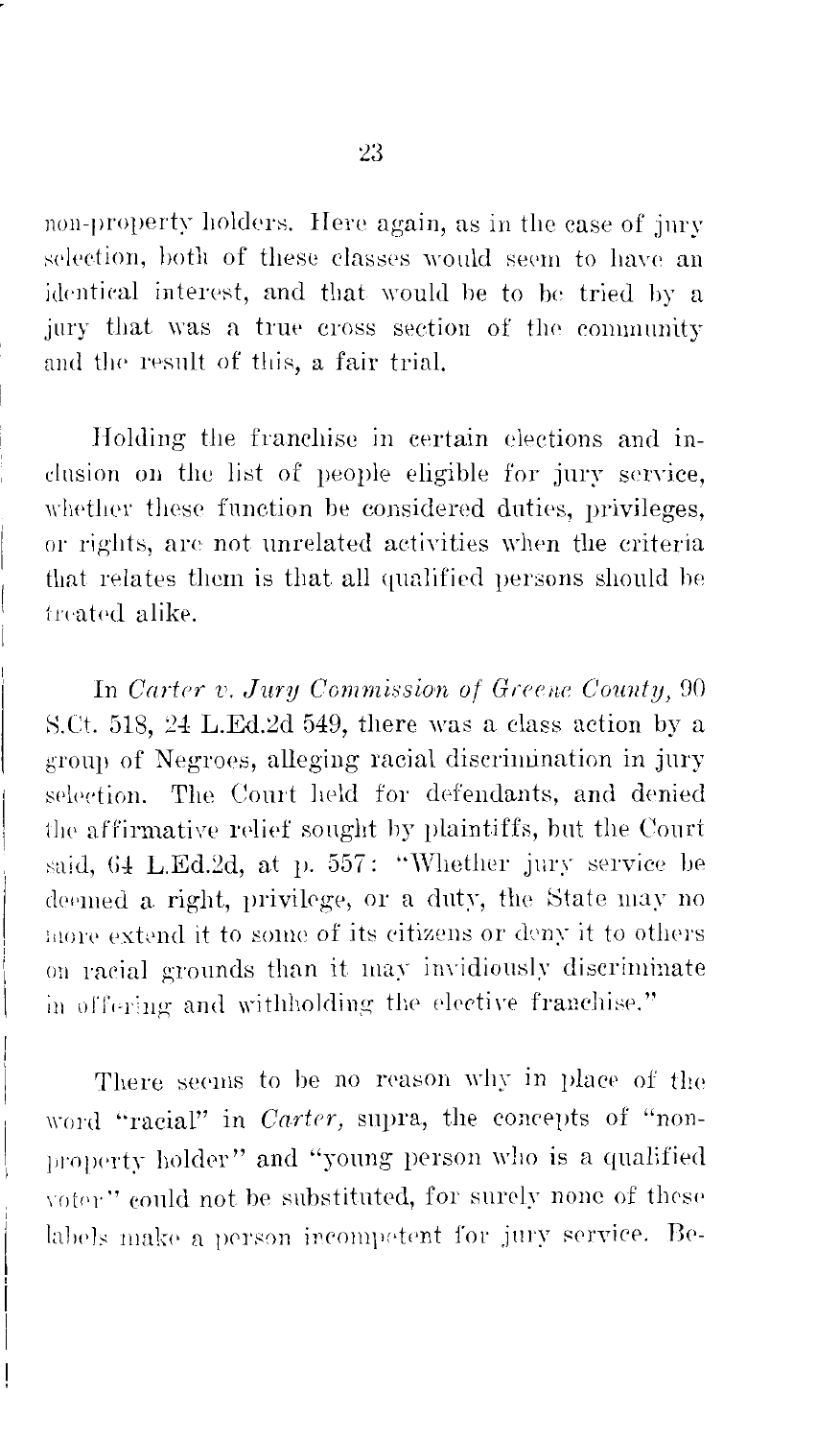non-property holders. Here again, as in the case of jury selection, both of these classes would seem to have an identical interest, and that would be to be tried by a jury that was a true cross section of the community and the result of this, a fair trial.

Holding the franchise in certain elections and inclusion on the list of people eligible for jury service, whether these function be considered duties, privileges, or rights, are not unrelated activities when the criteria that relates them is that all qualified persons should be treated alike.

In *Carter v. Jury Commission of Greene County,* 90 S.Ct. 518, 24 L.Ed.2d 549, there was a class action by a group of Negroes, alleging racial discrimination in jury selection. The Court held for defendants, and denied the affirmative relief sought by plaintiffs, but the Court said, 64 L.Ed.2d, at p. 557: "Whether jury service be deemed a right, privilege, or a duty, the State may no more extend it to some of its citizens or deny it to others on racial grounds than it may invidiously discriminate in offering and withholding the elective franchise."

There seems to be no reason why in place of the word "racial" in *Carter,* supra, the concepts of "non-property holder" and "young person who is a qualified voter" could not be substituted, for surely none of these labels make a person incompetent for jury service. Be-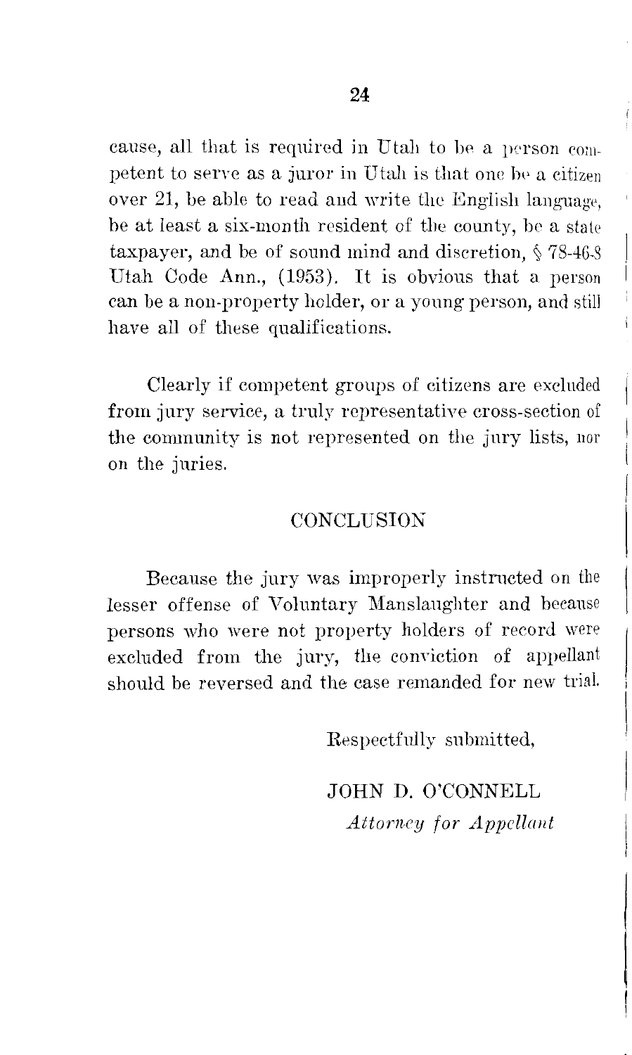cause, all that is required in Utah to be a person competent to serve as a juror in Utah is that one be a citizen over 21, be able to read and write the English language, be at least a six-month resident of the county, be a state taxpayer, and be of sound mind and discretion, § 78-46-8 Utah Code Ann., (1953). It is obvious that a person can be a non-property holder, or a young person, and still have all of these qualifications.

Clearly if competent groups of citizens are excluded from jury service, a truly representative cross-section of the community is not represented on the jury lists, nor on the juries.

## CONCLUSION

Because the jury was improperly instructed on the lesser offense of Voluntary Manslaughter and because persons who were not property holders of record were excluded from the jury, the conviction of appellant should be reversed and the case remanded for new trial.

Respectfully submitted,

JOHN D. O'CONNELL
*Attorney for Appellant*